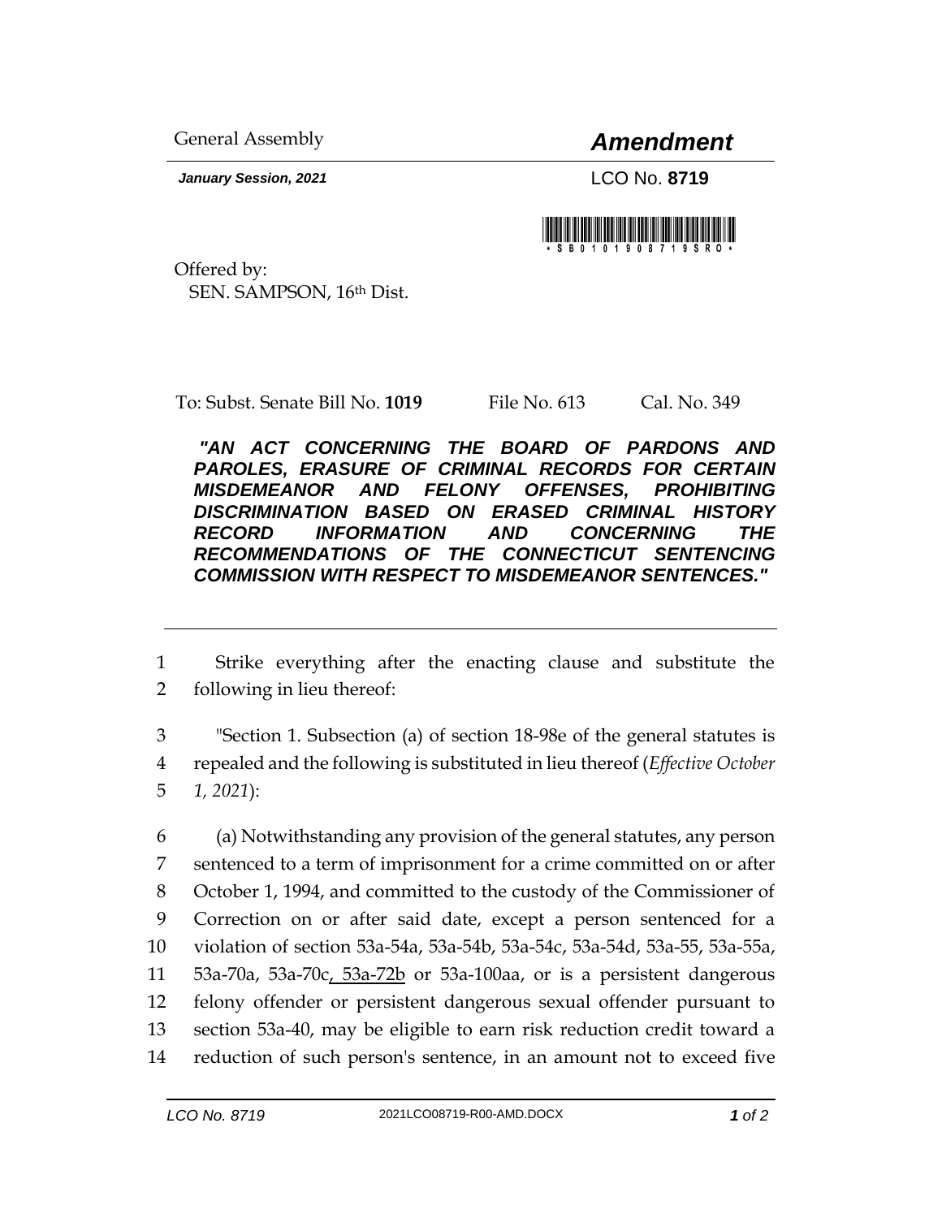General Assembly

# *Amendment*

***January Session, 2021***

LCO No. **8719**

Offered by:
SEN. SAMPSON, 16th Dist.

To: Subst. Senate Bill No. **1019** File No. 613 Cal. No. 349

***"AN ACT CONCERNING THE BOARD OF PARDONS AND PAROLES, ERASURE OF CRIMINAL RECORDS FOR CERTAIN MISDEMEANOR AND FELONY OFFENSES, PROHIBITING DISCRIMINATION BASED ON ERASED CRIMINAL HISTORY RECORD INFORMATION AND CONCERNING THE RECOMMENDATIONS OF THE CONNECTICUT SENTENCING COMMISSION WITH RESPECT TO MISDEMEANOR SENTENCES."***

---

1 Strike everything after the enacting clause and substitute the
2 following in lieu thereof:

3 "Section 1. Subsection (a) of section 18-98e of the general statutes is
4 repealed and the following is substituted in lieu thereof (*Effective October*
5 *1, 2021*):

6 (a) Notwithstanding any provision of the general statutes, any person
7 sentenced to a term of imprisonment for a crime committed on or after
8 October 1, 1994, and committed to the custody of the Commissioner of
9 Correction on or after said date, except a person sentenced for a
10 violation of section 53a-54a, 53a-54b, 53a-54c, 53a-54d, 53a-55, 53a-55a,
11 53a-70a, 53a-70c<u>, 53a-72b</u> or 53a-100aa, or is a persistent dangerous
12 felony offender or persistent dangerous sexual offender pursuant to
13 section 53a-40, may be eligible to earn risk reduction credit toward a
14 reduction of such person's sentence, in an amount not to exceed five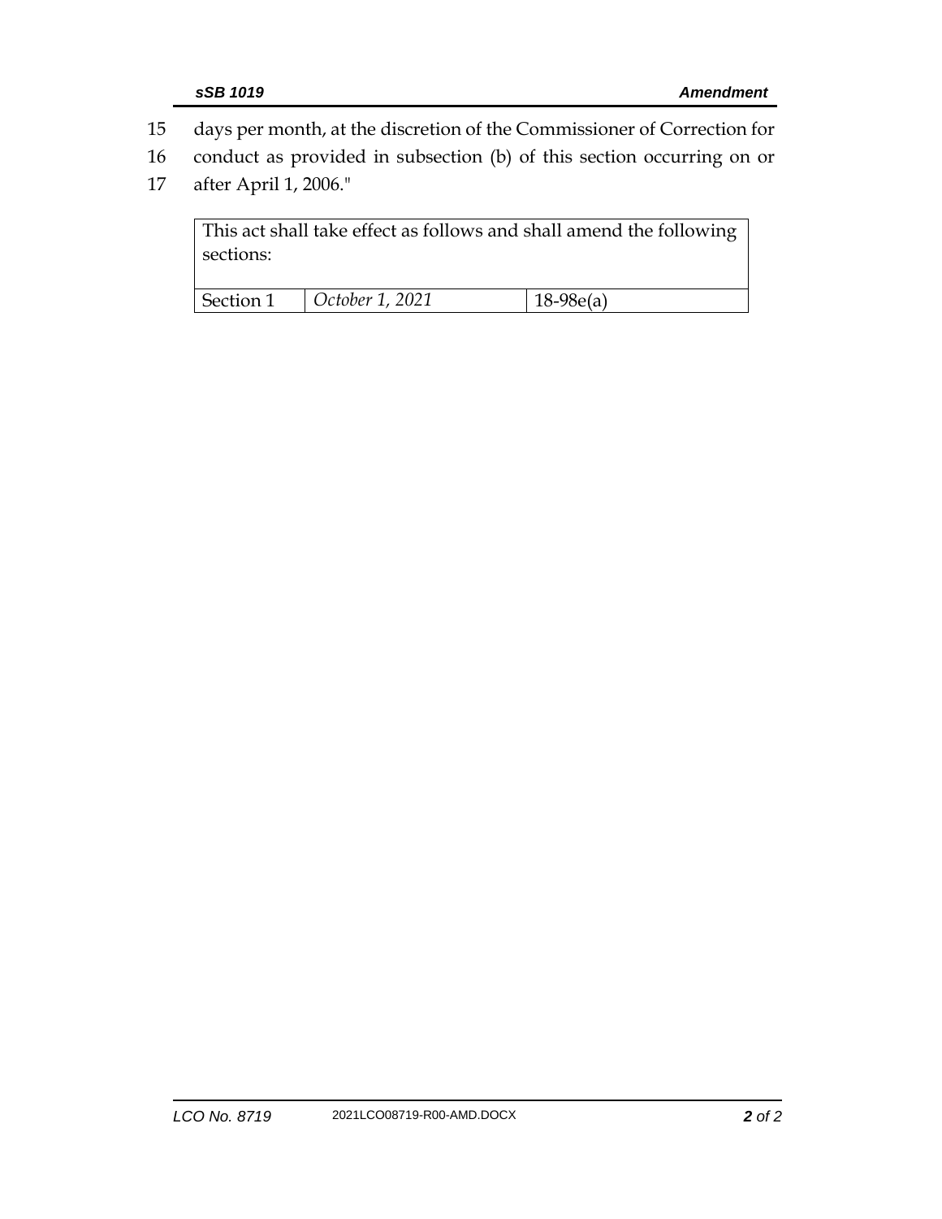15 days per month, at the discretion of the Commissioner of Correction for
16 conduct as provided in subsection (b) of this section occurring on or
17 after April 1, 2006."

| This act shall take effect as follows and shall amend the following sections: | | |
|---|---|---|
| Section 1 | *October 1, 2021* | 18-98e(a) |